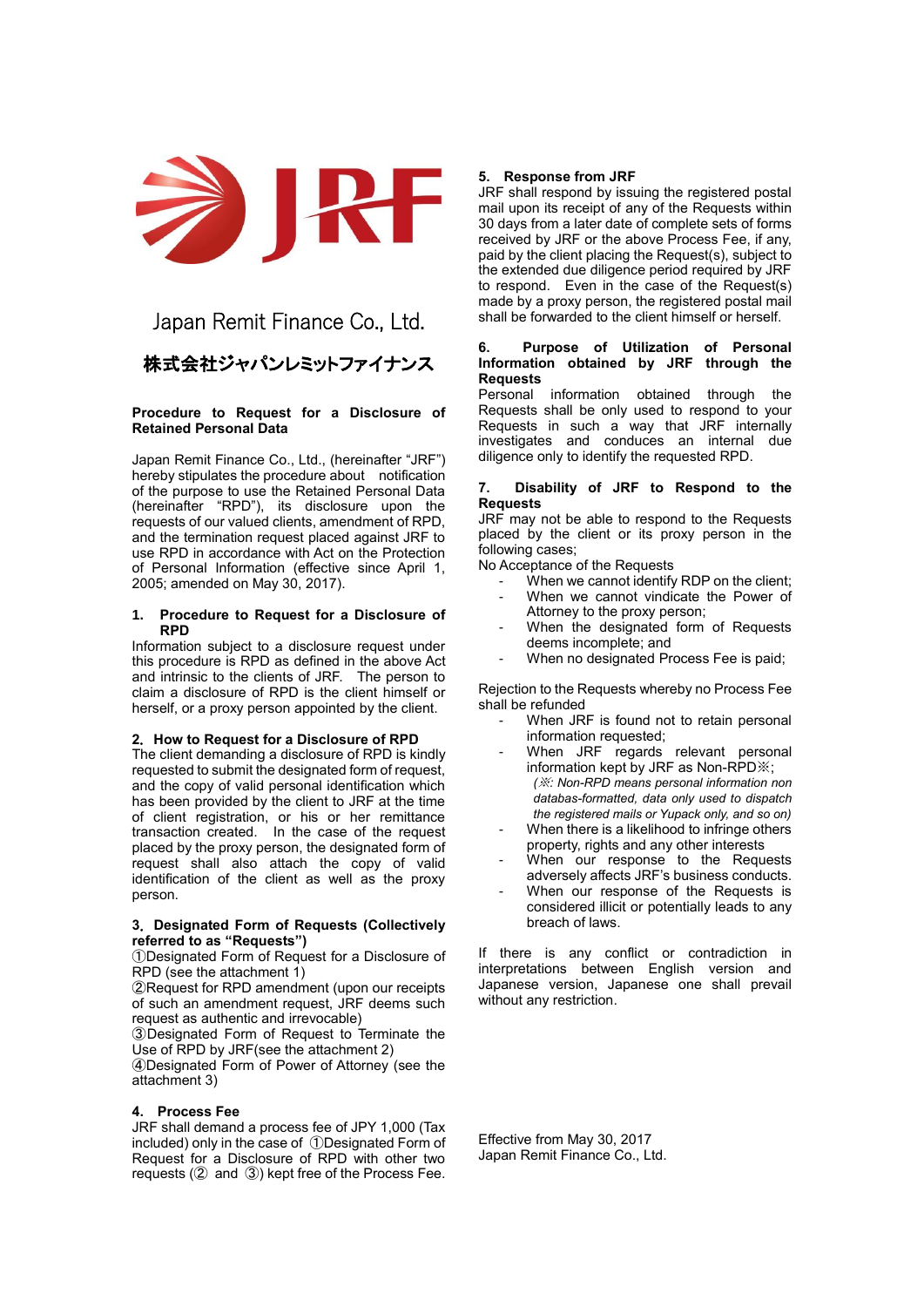JRF

Japan Remit Finance Co., Ltd.

株式会社ジャパンレミットファイナンス

## Procedure to Request for a Disclosure of Retained Personal Data

Japan Remit Finance Co., Ltd., (hereinafter "JRF") hereby stipulates the procedure about notification of the purpose to use the Retained Personal Data (hereinafter "RPD"), its disclosure upon the requests of our valued clients, amendment of RPD, and the termination request placed against JRF to use RPD in accordance with Act on the Protection of Personal Information (effective since April 1, 2005; amended on May 30, 2017).

### 1. Procedure to Request for a Disclosure of RPD

Information subject to a disclosure request under this procedure is RPD as defined in the above Act and intrinsic to the clients of JRF. The person to claim a disclosure of RPD is the client himself or herself, or a proxy person appointed by the client.

### 2. How to Request for a Disclosure of RPD

The client demanding a disclosure of RPD is kindly requested to submit the designated form of request, and the copy of valid personal identification which has been provided by the client to JRF at the time of client registration, or his or her remittance transaction created. In the case of the request placed by the proxy person, the designated form of request shall also attach the copy of valid identification of the client as well as the proxy person.

### 3. Designated Form of Requests (Collectively referred to as "Requests")

①Designated Form of Request for a Disclosure of RPD (see the attachment 1)

②Request for RPD amendment (upon our receipts of such an amendment request, JRF deems such request as authentic and irrevocable)

③Designated Form of Request to Terminate the Use of RPD by JRF(see the attachment 2)

④Designated Form of Power of Attorney (see the attachment 3)

### 4. Process Fee

JRF shall demand a process fee of JPY 1,000 (Tax included) only in the case of ①Designated Form of Request for a Disclosure of RPD with other two requests (② and ③) kept free of the Process Fee.

### 5. Response from JRF

JRF shall respond by issuing the registered postal mail upon its receipt of any of the Requests within 30 days from a later date of complete sets of forms received by JRF or the above Process Fee, if any, paid by the client placing the Request(s), subject to the extended due diligence period required by JRF to respond. Even in the case of the Request(s) made by a proxy person, the registered postal mail shall be forwarded to the client himself or herself.

### 6. Purpose of Utilization of Personal Information obtained by JRF through the Requests

Personal information obtained through the Requests shall be only used to respond to your Requests in such a way that JRF internally investigates and conduces an internal due diligence only to identify the requested RPD.

### 7. Disability of JRF to Respond to the Requests

JRF may not be able to respond to the Requests placed by the client or its proxy person in the following cases;

No Acceptance of the Requests

- When we cannot identify RDP on the client;
- When we cannot vindicate the Power of Attorney to the proxy person;
- When the designated form of Requests deems incomplete; and
- When no designated Process Fee is paid;

Rejection to the Requests whereby no Process Fee shall be refunded

- When JRF is found not to retain personal information requested;
- When JRF regards relevant personal information kept by JRF as Non-RPD※;
  *(※: Non-RPD means personal information non databas-formatted, data only used to dispatch the registered mails or Yupack only, and so on)*
- When there is a likelihood to infringe others property, rights and any other interests
- When our response to the Requests adversely affects JRF's business conducts.
- When our response of the Requests is considered illicit or potentially leads to any breach of laws.

If there is any conflict or contradiction in interpretations between English version and Japanese version, Japanese one shall prevail without any restriction.

Effective from May 30, 2017
Japan Remit Finance Co., Ltd.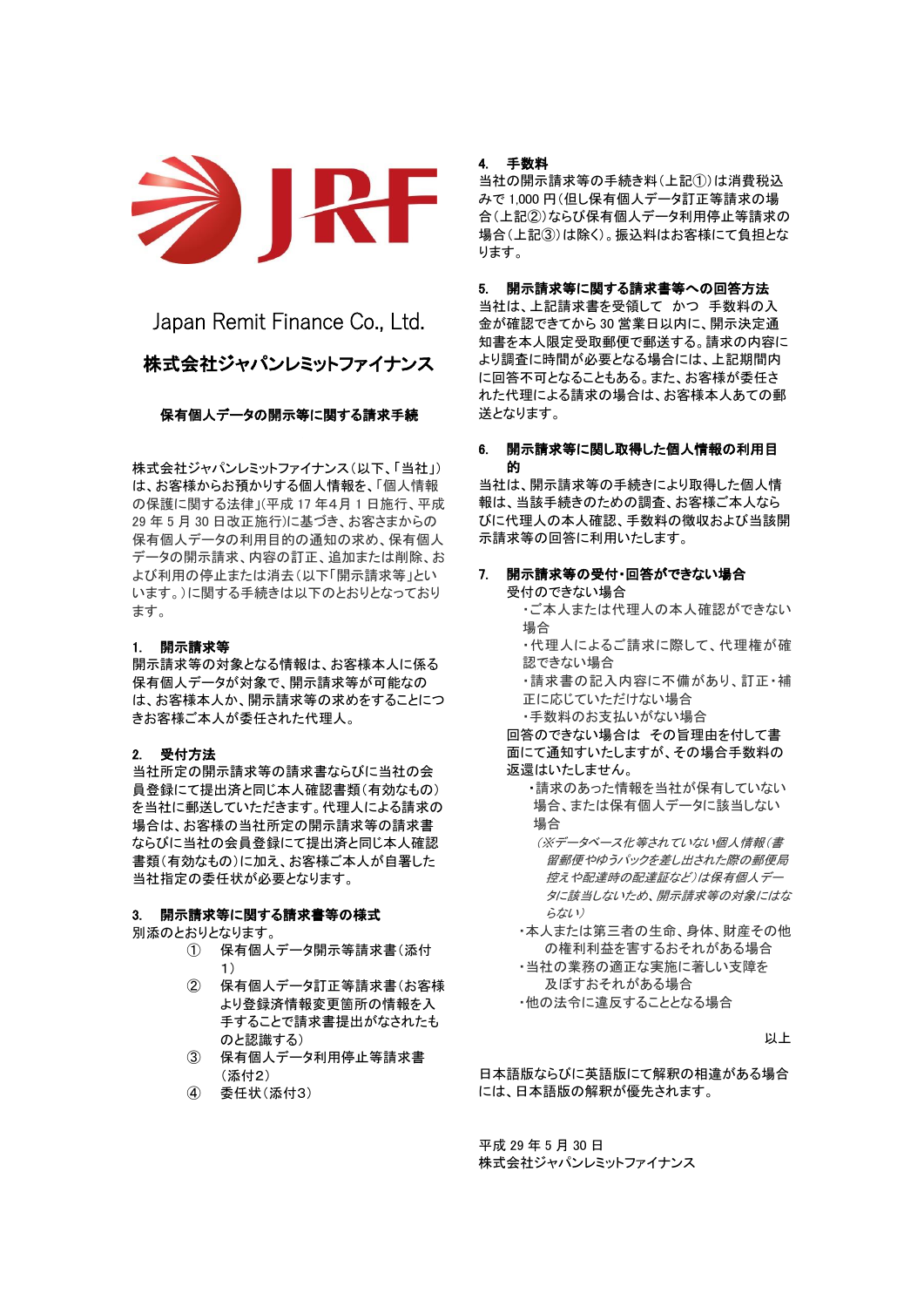Japan Remit Finance Co., Ltd.

# 株式会社ジャパンレミットファイナンス

## 保有個人データの開示等に関する請求手続

株式会社ジャパンレミットファイナンス（以下、「当社」）は、お客様からお預かりする個人情報を、「個人情報の保護に関する法律」（平成 17 年4月 1 日施行、平成 29 年 5 月 30 日改正施行）に基づき、お客さまからの保有個人データの利用目的の通知の求め、保有個人データの開示請求、内容の訂正、追加または削除、および利用の停止または消去（以下「開示請求等」といいます。）に関する手続きは以下のとおりとなっております。

### 1. 開示請求等

開示請求等の対象となる情報は、お客様本人に係る保有個人データが対象で、開示請求等が可能なのは、お客様本人か、開示請求等の求めをすることにつきお客様ご本人が委任された代理人。

### 2. 受付方法

当社所定の開示請求等の請求書ならびに当社の会員登録にて提出済と同じ本人確認書類（有効なもの）を当社に郵送していただきます。代理人による請求の場合は、お客様の当社所定の開示請求等の請求書ならびに当社の会員登録にて提出済と同じ本人確認書類（有効なもの）に加え、お客様ご本人が自署した当社指定の委任状が必要となります。

### 3. 開示請求等に関する請求書等の様式

別添のとおりとなります。

① 保有個人データ開示等請求書（添付1）
② 保有個人データ訂正等請求書（お客様より登録済情報変更箇所の情報を入手することで請求書提出がなされたものと認識する）
③ 保有個人データ利用停止等請求書（添付2）
④ 委任状（添付3）

### 4. 手数料

当社の開示請求等の手続き料（上記①）は消費税込みで 1,000 円（但し保有個人データ訂正等請求の場合（上記②）ならびに保有個人データ利用停止等請求の場合（上記③）は除く）。振込料はお客様にて負担となります。

### 5. 開示請求等に関する請求書等への回答方法

当社は、上記請求書を受領して　かつ　手数料の入金が確認できてから 30 営業日以内に、開示決定通知書を本人限定受取郵便で郵送する。請求の内容により調査に時間が必要となる場合には、上記期間内に回答不可となることもある。また、お客様が委任された代理による請求の場合は、お客様本人あての郵送となります。

### 6. 開示請求等に関し取得した個人情報の利用目的

当社は、開示請求等の手続きにより取得した個人情報は、当該手続きのための調査、お客様ご本人ならびに代理人の本人確認、手数料の徴収および当該開示請求等の回答に利用いたします。

### 7. 開示請求等の受付・回答ができない場合

受付のできない場合

- ご本人または代理人の本人確認ができない場合
- 代理人によるご請求に際して、代理権が確認できない場合
- 請求書の記入内容に不備があり、訂正・補正に応じていただけない場合
- 手数料のお支払いがない場合

回答のできない場合は　その旨理由を付して書面にて通知すいたしますが、その場合手数料の返還はいたしません。

- 請求のあった情報を当社が保有していない場合、または保有個人データに該当しない場合
  *（※データベース化等されていない個人情報（書留郵便やゆうパックを差し出された際の郵便局控えや配達時の配達証など）は保有個人データに該当しないため、開示請求等の対象にはならない）*
- 本人または第三者の生命、身体、財産その他の権利利益を害するおそれがある場合
- 当社の業務の適正な実施に著しい支障を及ぼすおそれがある場合
- 他の法令に違反することとなる場合

以上

日本語版ならびに英語版にて解釈の相違がある場合には、日本語版の解釈が優先されます。

平成 29 年 5 月 30 日
株式会社ジャパンレミットファイナンス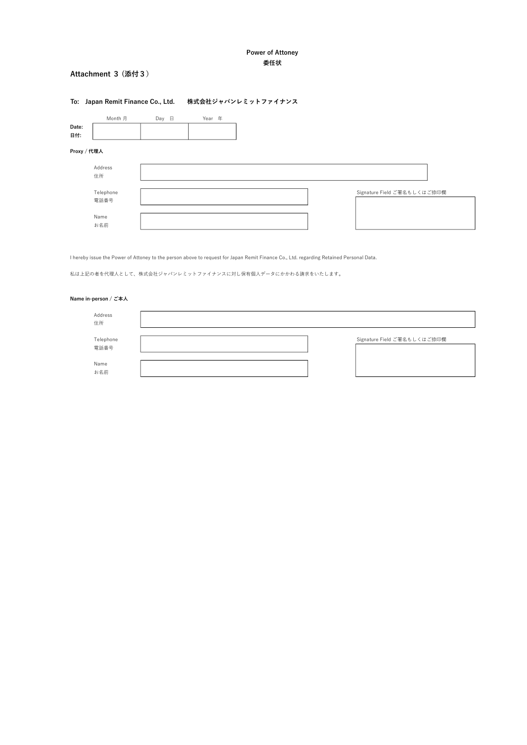**Power of Attoney**
**委任状**

## Attachment 3（添付３）

**To: Japan Remit Finance Co., Ltd.　　株式会社ジャパンレミットファイナンス**

| | Month 月 | Day 日 | Year 年 |
|---|---|---|---|
| **Date:** **日付:** | | | |

**Proxy / 代理人**

| | | |
|---|---|---|
| Address 住所 | | |
| Telephone 電話番号 | | Signature Field ご署名もしくはご捺印欄 |
| Name お名前 | | |

I hereby issue the Power of Attoney to the person above to request for Japan Remit Finance Co., Ltd. regarding Retained Personal Data.

私は上記の者を代理人として、株式会社ジャパンレミットファイナンスに対し保有個人データにかかわる請求をいたします。

**Name in-person / ご本人**

| | | |
|---|---|---|
| Address 住所 | | |
| Telephone 電話番号 | | Signature Field ご署名もしくはご捺印欄 |
| Name お名前 | | |